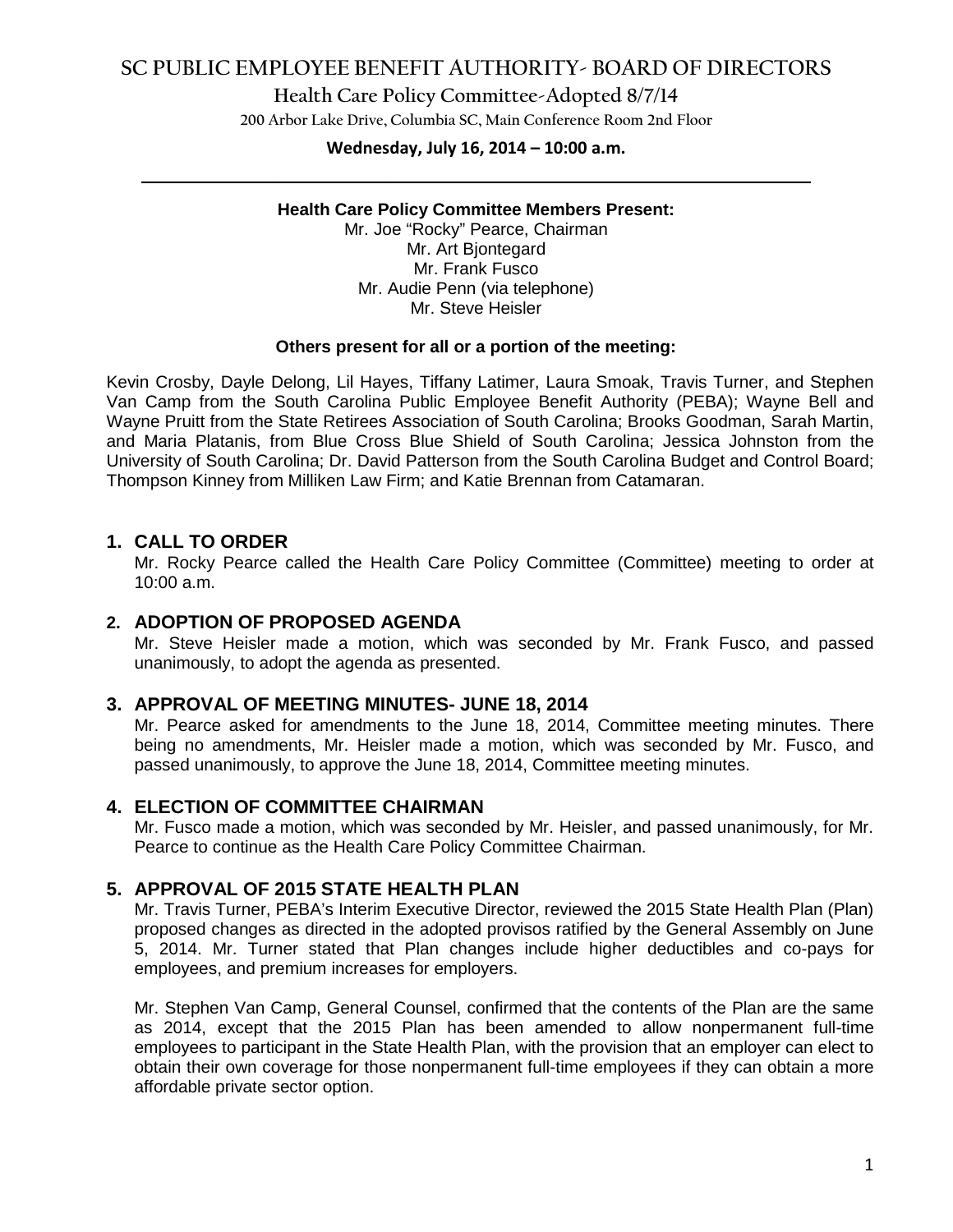# SC PUBLIC EMPLOYEE BENEFIT AUTHORITY- BOARD OF DIRECTORS

## Health Care Policy Committee-Adopted 8/7/14

200 Arbor Lake Drive, Columbia SC, Main Conference Room 2nd Floor

**Wednesday, July 16, 2014 – 10:00 a.m.**

---

**Health Care Policy Committee Members Present:**

Mr. Joe "Rocky" Pearce, Chairman
Mr. Art Bjontegard
Mr. Frank Fusco
Mr. Audie Penn (via telephone)
Mr. Steve Heisler

**Others present for all or a portion of the meeting:**

Kevin Crosby, Dayle Delong, Lil Hayes, Tiffany Latimer, Laura Smoak, Travis Turner, and Stephen Van Camp from the South Carolina Public Employee Benefit Authority (PEBA); Wayne Bell and Wayne Pruitt from the State Retirees Association of South Carolina; Brooks Goodman, Sarah Martin, and Maria Platanis, from Blue Cross Blue Shield of South Carolina; Jessica Johnston from the University of South Carolina; Dr. David Patterson from the South Carolina Budget and Control Board; Thompson Kinney from Milliken Law Firm; and Katie Brennan from Catamaran.

### 1. CALL TO ORDER

Mr. Rocky Pearce called the Health Care Policy Committee (Committee) meeting to order at 10:00 a.m.

### 2. ADOPTION OF PROPOSED AGENDA

Mr. Steve Heisler made a motion, which was seconded by Mr. Frank Fusco, and passed unanimously, to adopt the agenda as presented.

### 3. APPROVAL OF MEETING MINUTES- JUNE 18, 2014

Mr. Pearce asked for amendments to the June 18, 2014, Committee meeting minutes. There being no amendments, Mr. Heisler made a motion, which was seconded by Mr. Fusco, and passed unanimously, to approve the June 18, 2014, Committee meeting minutes.

### 4. ELECTION OF COMMITTEE CHAIRMAN

Mr. Fusco made a motion, which was seconded by Mr. Heisler, and passed unanimously, for Mr. Pearce to continue as the Health Care Policy Committee Chairman.

### 5. APPROVAL OF 2015 STATE HEALTH PLAN

Mr. Travis Turner, PEBA's Interim Executive Director, reviewed the 2015 State Health Plan (Plan) proposed changes as directed in the adopted provisos ratified by the General Assembly on June 5, 2014. Mr. Turner stated that Plan changes include higher deductibles and co-pays for employees, and premium increases for employers.

Mr. Stephen Van Camp, General Counsel, confirmed that the contents of the Plan are the same as 2014, except that the 2015 Plan has been amended to allow nonpermanent full-time employees to participant in the State Health Plan, with the provision that an employer can elect to obtain their own coverage for those nonpermanent full-time employees if they can obtain a more affordable private sector option.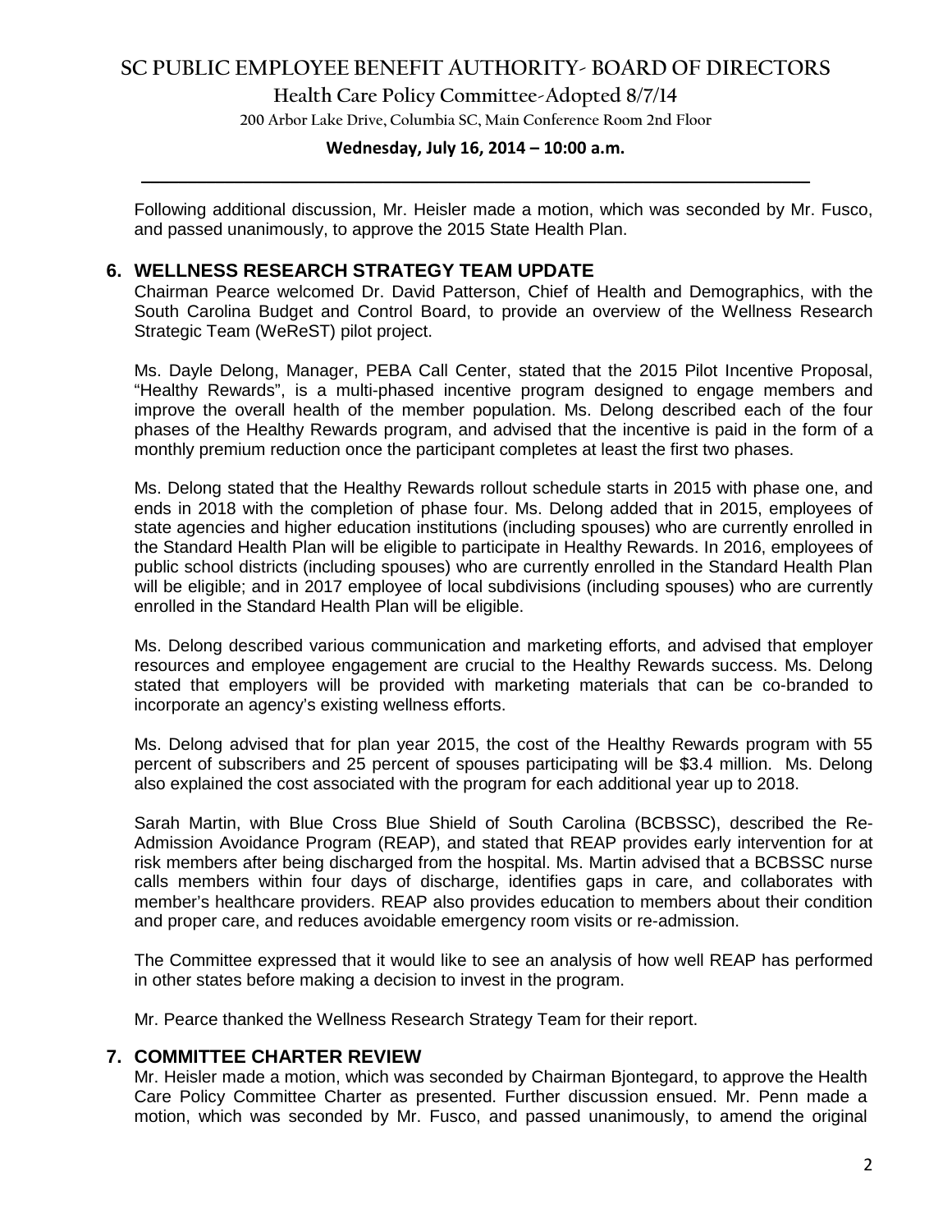Following additional discussion, Mr. Heisler made a motion, which was seconded by Mr. Fusco, and passed unanimously, to approve the 2015 State Health Plan.

## 6. WELLNESS RESEARCH STRATEGY TEAM UPDATE

Chairman Pearce welcomed Dr. David Patterson, Chief of Health and Demographics, with the South Carolina Budget and Control Board, to provide an overview of the Wellness Research Strategic Team (WeReST) pilot project.

Ms. Dayle Delong, Manager, PEBA Call Center, stated that the 2015 Pilot Incentive Proposal, "Healthy Rewards", is a multi-phased incentive program designed to engage members and improve the overall health of the member population. Ms. Delong described each of the four phases of the Healthy Rewards program, and advised that the incentive is paid in the form of a monthly premium reduction once the participant completes at least the first two phases.

Ms. Delong stated that the Healthy Rewards rollout schedule starts in 2015 with phase one, and ends in 2018 with the completion of phase four. Ms. Delong added that in 2015, employees of state agencies and higher education institutions (including spouses) who are currently enrolled in the Standard Health Plan will be eligible to participate in Healthy Rewards. In 2016, employees of public school districts (including spouses) who are currently enrolled in the Standard Health Plan will be eligible; and in 2017 employee of local subdivisions (including spouses) who are currently enrolled in the Standard Health Plan will be eligible.

Ms. Delong described various communication and marketing efforts, and advised that employer resources and employee engagement are crucial to the Healthy Rewards success. Ms. Delong stated that employers will be provided with marketing materials that can be co-branded to incorporate an agency's existing wellness efforts.

Ms. Delong advised that for plan year 2015, the cost of the Healthy Rewards program with 55 percent of subscribers and 25 percent of spouses participating will be $3.4 million. Ms. Delong also explained the cost associated with the program for each additional year up to 2018.

Sarah Martin, with Blue Cross Blue Shield of South Carolina (BCBSSC), described the Re-Admission Avoidance Program (REAP), and stated that REAP provides early intervention for at risk members after being discharged from the hospital. Ms. Martin advised that a BCBSSC nurse calls members within four days of discharge, identifies gaps in care, and collaborates with member's healthcare providers. REAP also provides education to members about their condition and proper care, and reduces avoidable emergency room visits or re-admission.

The Committee expressed that it would like to see an analysis of how well REAP has performed in other states before making a decision to invest in the program.

Mr. Pearce thanked the Wellness Research Strategy Team for their report.

## 7. COMMITTEE CHARTER REVIEW

Mr. Heisler made a motion, which was seconded by Chairman Bjontegard, to approve the Health Care Policy Committee Charter as presented. Further discussion ensued. Mr. Penn made a motion, which was seconded by Mr. Fusco, and passed unanimously, to amend the original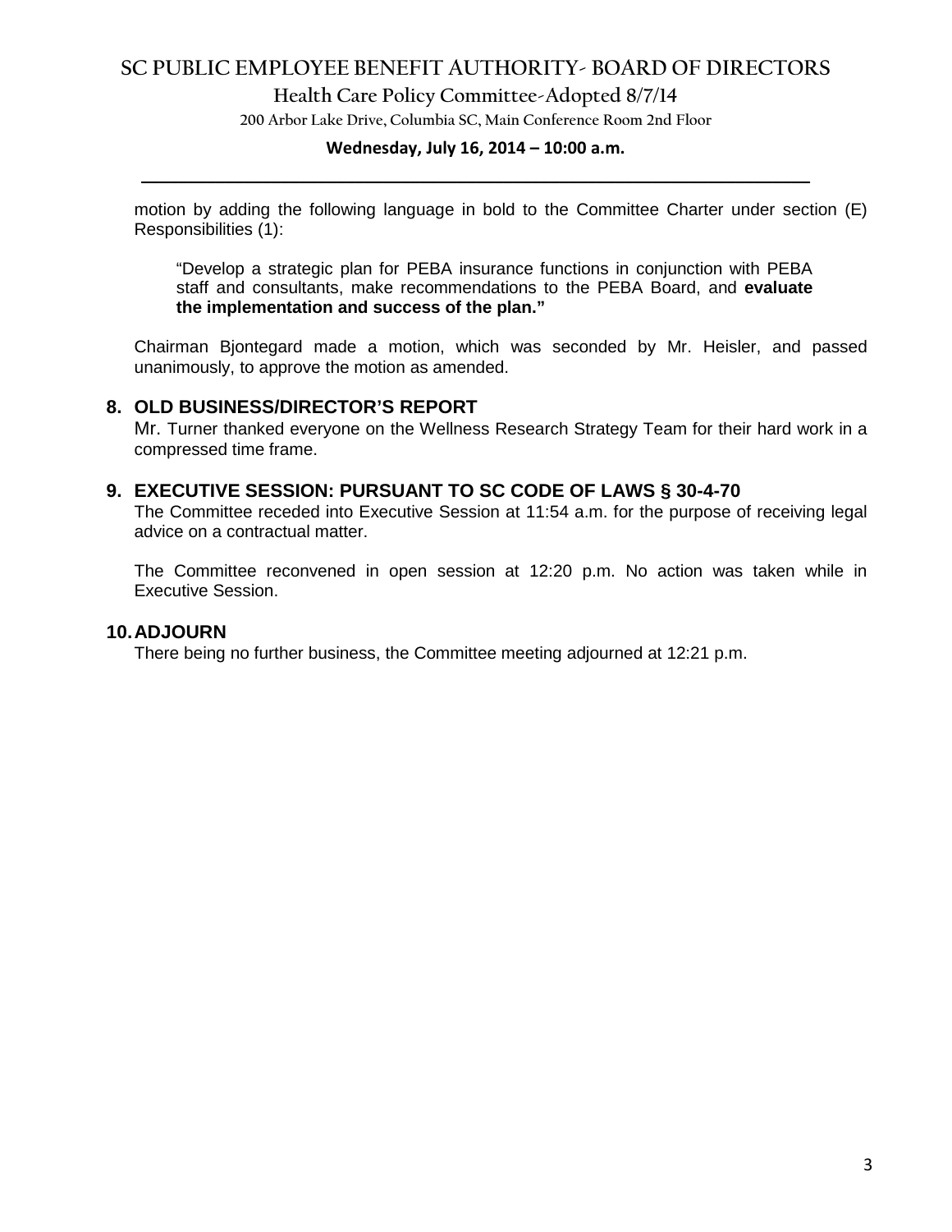motion by adding the following language in bold to the Committee Charter under section (E) Responsibilities (1):

> "Develop a strategic plan for PEBA insurance functions in conjunction with PEBA staff and consultants, make recommendations to the PEBA Board, and **evaluate the implementation and success of the plan."**

Chairman Bjontegard made a motion, which was seconded by Mr. Heisler, and passed unanimously, to approve the motion as amended.

## 8. OLD BUSINESS/DIRECTOR'S REPORT

Mr. Turner thanked everyone on the Wellness Research Strategy Team for their hard work in a compressed time frame.

## 9. EXECUTIVE SESSION: PURSUANT TO SC CODE OF LAWS § 30-4-70

The Committee receded into Executive Session at 11:54 a.m. for the purpose of receiving legal advice on a contractual matter.

The Committee reconvened in open session at 12:20 p.m. No action was taken while in Executive Session.

## 10. ADJOURN

There being no further business, the Committee meeting adjourned at 12:21 p.m.